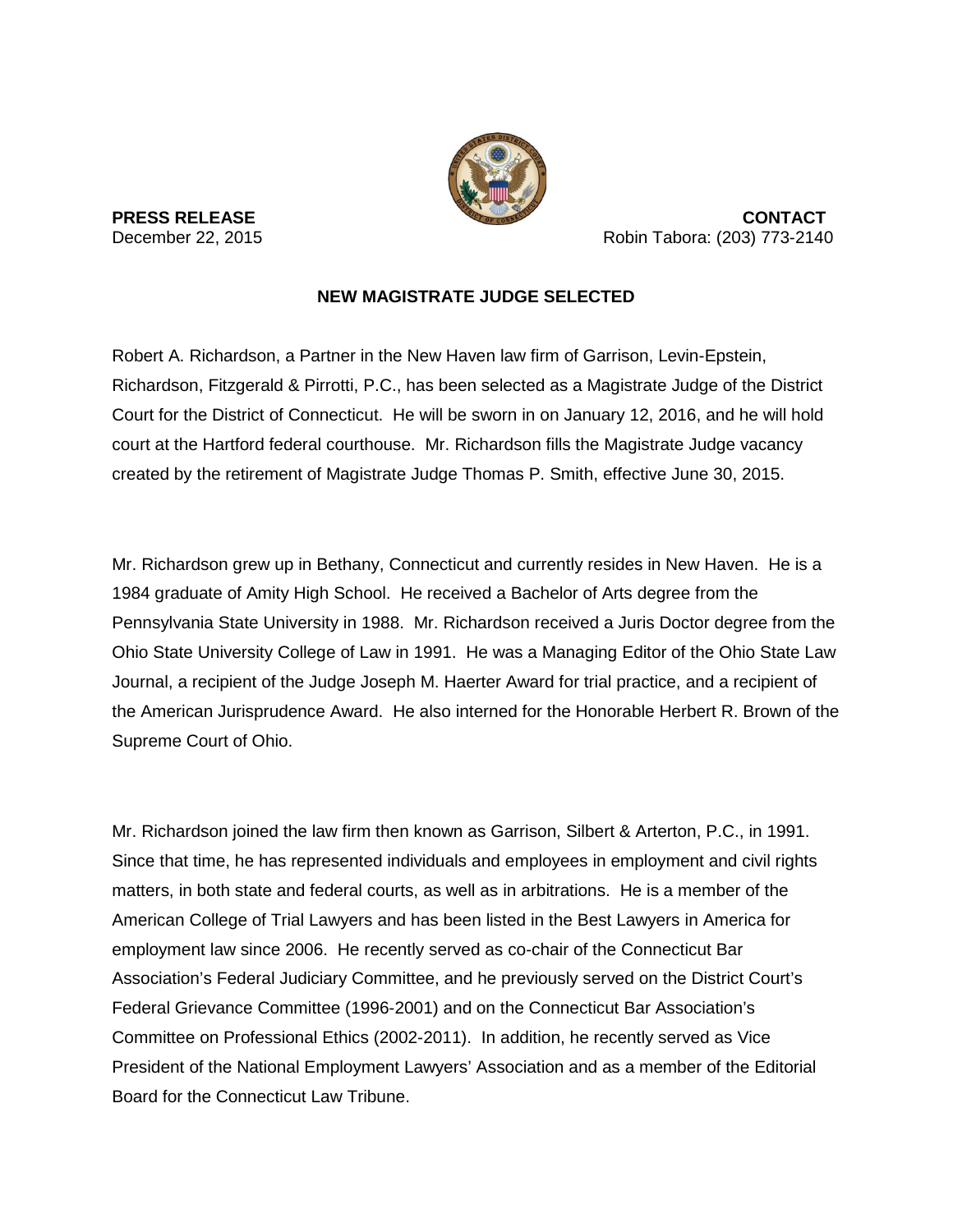**PRESS RELEASE**
December 22, 2015

**CONTACT**
Robin Tabora: (203) 773-2140

## NEW MAGISTRATE JUDGE SELECTED

Robert A. Richardson, a Partner in the New Haven law firm of Garrison, Levin-Epstein, Richardson, Fitzgerald & Pirrotti, P.C., has been selected as a Magistrate Judge of the District Court for the District of Connecticut. He will be sworn in on January 12, 2016, and he will hold court at the Hartford federal courthouse. Mr. Richardson fills the Magistrate Judge vacancy created by the retirement of Magistrate Judge Thomas P. Smith, effective June 30, 2015.

Mr. Richardson grew up in Bethany, Connecticut and currently resides in New Haven. He is a 1984 graduate of Amity High School. He received a Bachelor of Arts degree from the Pennsylvania State University in 1988. Mr. Richardson received a Juris Doctor degree from the Ohio State University College of Law in 1991. He was a Managing Editor of the Ohio State Law Journal, a recipient of the Judge Joseph M. Haerter Award for trial practice, and a recipient of the American Jurisprudence Award. He also interned for the Honorable Herbert R. Brown of the Supreme Court of Ohio.

Mr. Richardson joined the law firm then known as Garrison, Silbert & Arterton, P.C., in 1991. Since that time, he has represented individuals and employees in employment and civil rights matters, in both state and federal courts, as well as in arbitrations. He is a member of the American College of Trial Lawyers and has been listed in the Best Lawyers in America for employment law since 2006. He recently served as co-chair of the Connecticut Bar Association's Federal Judiciary Committee, and he previously served on the District Court's Federal Grievance Committee (1996-2001) and on the Connecticut Bar Association's Committee on Professional Ethics (2002-2011). In addition, he recently served as Vice President of the National Employment Lawyers' Association and as a member of the Editorial Board for the Connecticut Law Tribune.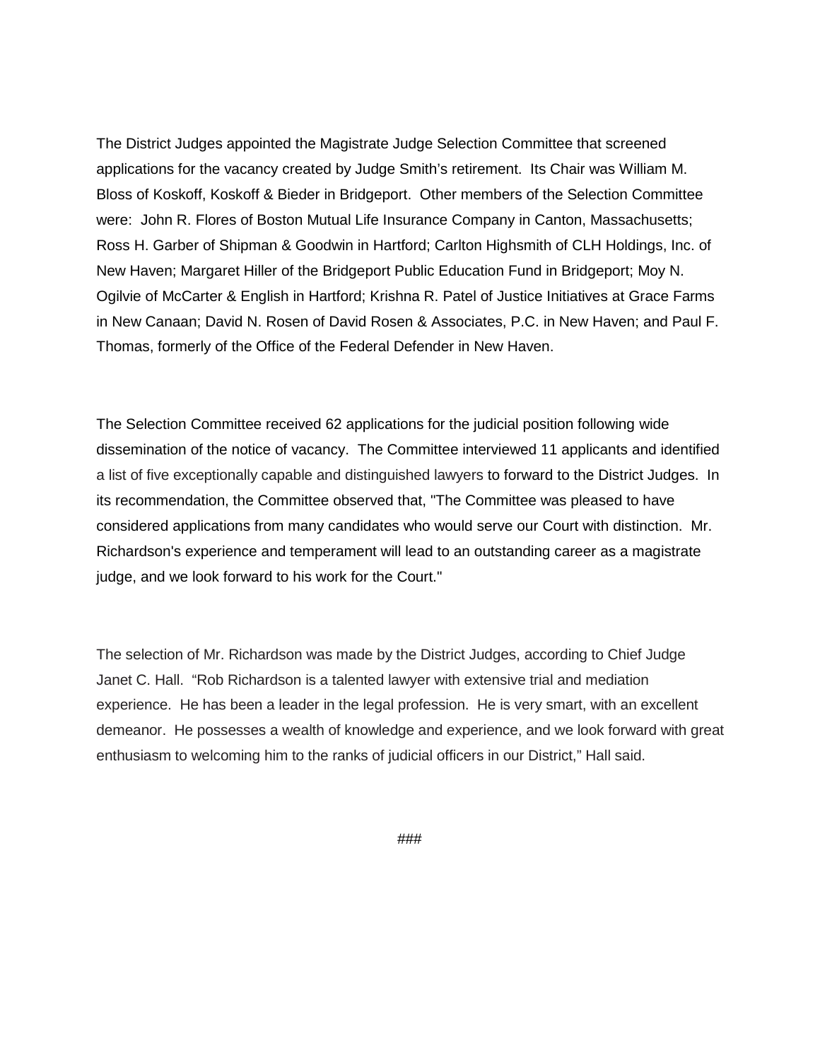The District Judges appointed the Magistrate Judge Selection Committee that screened applications for the vacancy created by Judge Smith's retirement. Its Chair was William M. Bloss of Koskoff, Koskoff & Bieder in Bridgeport. Other members of the Selection Committee were: John R. Flores of Boston Mutual Life Insurance Company in Canton, Massachusetts; Ross H. Garber of Shipman & Goodwin in Hartford; Carlton Highsmith of CLH Holdings, Inc. of New Haven; Margaret Hiller of the Bridgeport Public Education Fund in Bridgeport; Moy N. Ogilvie of McCarter & English in Hartford; Krishna R. Patel of Justice Initiatives at Grace Farms in New Canaan; David N. Rosen of David Rosen & Associates, P.C. in New Haven; and Paul F. Thomas, formerly of the Office of the Federal Defender in New Haven.

The Selection Committee received 62 applications for the judicial position following wide dissemination of the notice of vacancy. The Committee interviewed 11 applicants and identified a list of five exceptionally capable and distinguished lawyers to forward to the District Judges. In its recommendation, the Committee observed that, "The Committee was pleased to have considered applications from many candidates who would serve our Court with distinction. Mr. Richardson's experience and temperament will lead to an outstanding career as a magistrate judge, and we look forward to his work for the Court."

The selection of Mr. Richardson was made by the District Judges, according to Chief Judge Janet C. Hall. "Rob Richardson is a talented lawyer with extensive trial and mediation experience. He has been a leader in the legal profession. He is very smart, with an excellent demeanor. He possesses a wealth of knowledge and experience, and we look forward with great enthusiasm to welcoming him to the ranks of judicial officers in our District," Hall said.

###